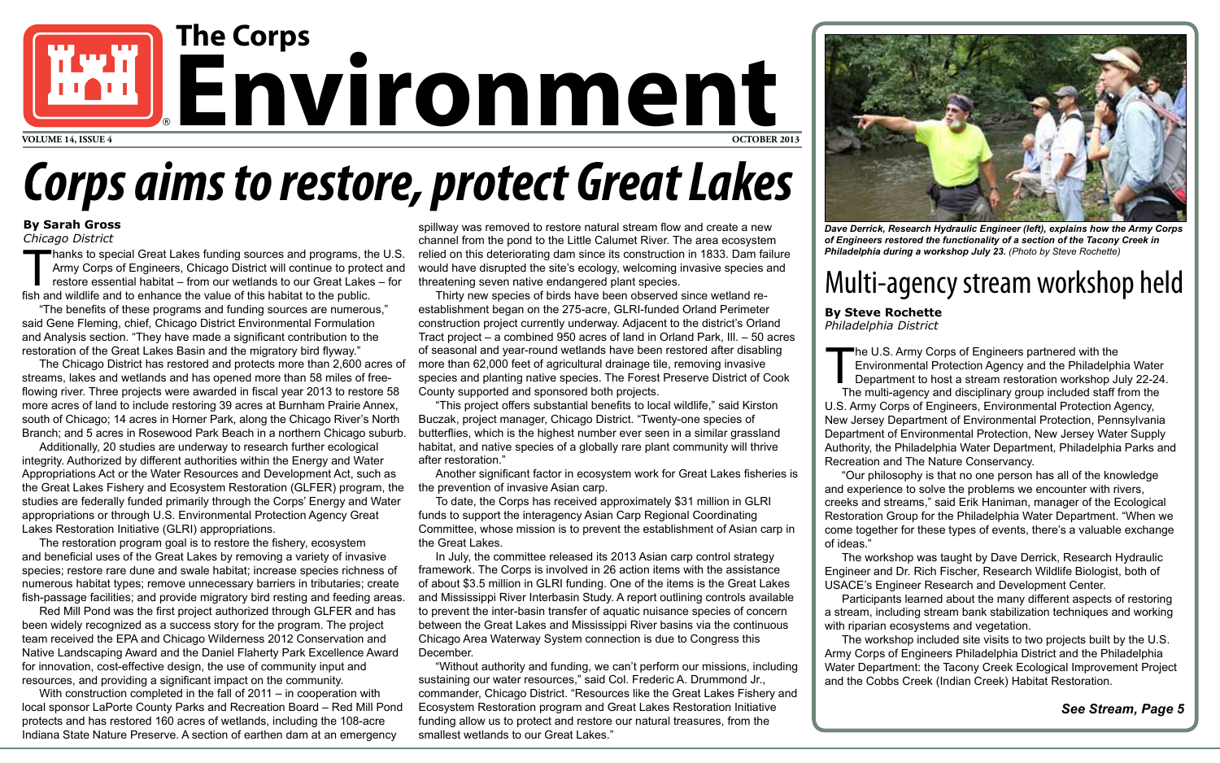# The Corps Environment

VOLUME 14, ISSUE 4 — OCTOBER 2013

## Corps aims to restore, protect Great Lakes

**By Sarah Gross**
*Chicago District*

Thanks to special Great Lakes funding sources and programs, the U.S. Army Corps of Engineers, Chicago District will continue to protect and restore essential habitat – from our wetlands to our Great Lakes – for fish and wildlife and to enhance the value of this habitat to the public.

"The benefits of these programs and funding sources are numerous," said Gene Fleming, chief, Chicago District Environmental Formulation and Analysis section. "They have made a significant contribution to the restoration of the Great Lakes Basin and the migratory bird flyway."

The Chicago District has restored and protects more than 2,600 acres of streams, lakes and wetlands and has opened more than 58 miles of free-flowing river. Three projects were awarded in fiscal year 2013 to restore 58 more acres of land to include restoring 39 acres at Burnham Prairie Annex, south of Chicago; 14 acres in Horner Park, along the Chicago River's North Branch; and 5 acres in Rosewood Park Beach in a northern Chicago suburb.

Additionally, 20 studies are underway to research further ecological integrity. Authorized by different authorities within the Energy and Water Appropriations Act or the Water Resources and Development Act, such as the Great Lakes Fishery and Ecosystem Restoration (GLFER) program, the studies are federally funded primarily through the Corps' Energy and Water appropriations or through U.S. Environmental Protection Agency Great Lakes Restoration Initiative (GLRI) appropriations.

The restoration program goal is to restore the fishery, ecosystem and beneficial uses of the Great Lakes by removing a variety of invasive species; restore rare dune and swale habitat; increase species richness of numerous habitat types; remove unnecessary barriers in tributaries; create fish-passage facilities; and provide migratory bird resting and feeding areas.

Red Mill Pond was the first project authorized through GLFER and has been widely recognized as a success story for the program. The project team received the EPA and Chicago Wilderness 2012 Conservation and Native Landscaping Award and the Daniel Flaherty Park Excellence Award for innovation, cost-effective design, the use of community input and resources, and providing a significant impact on the community.

With construction completed in the fall of 2011 – in cooperation with local sponsor LaPorte County Parks and Recreation Board – Red Mill Pond protects and has restored 160 acres of wetlands, including the 108-acre Indiana State Nature Preserve. A section of earthen dam at an emergency spillway was removed to restore natural stream flow and create a new channel from the pond to the Little Calumet River. The area ecosystem relied on this deteriorating dam since its construction in 1833. Dam failure would have disrupted the site's ecology, welcoming invasive species and threatening seven native endangered plant species.

Thirty new species of birds have been observed since wetland re-establishment began on the 275-acre, GLRI-funded Orland Perimeter construction project currently underway. Adjacent to the district's Orland Tract project – a combined 950 acres of land in Orland Park, Ill. – 50 acres of seasonal and year-round wetlands have been restored after disabling more than 62,000 feet of agricultural drainage tile, removing invasive species and planting native species. The Forest Preserve District of Cook County supported and sponsored both projects.

"This project offers substantial benefits to local wildlife," said Kirston Buczak, project manager, Chicago District. "Twenty-one species of butterflies, which is the highest number ever seen in a similar grassland habitat, and native species of a globally rare plant community will thrive after restoration."

Another significant factor in ecosystem work for Great Lakes fisheries is the prevention of invasive Asian carp.

To date, the Corps has received approximately $31 million in GLRI funds to support the interagency Asian Carp Regional Coordinating Committee, whose mission is to prevent the establishment of Asian carp in the Great Lakes.

In July, the committee released its 2013 Asian carp control strategy framework. The Corps is involved in 26 action items with the assistance of about $3.5 million in GLRI funding. One of the items is the Great Lakes and Mississippi River Interbasin Study. A report outlining controls available to prevent the inter-basin transfer of aquatic nuisance species of concern between the Great Lakes and Mississippi River basins via the continuous Chicago Area Waterway System connection is due to Congress this December.

"Without authority and funding, we can't perform our missions, including sustaining our water resources," said Col. Frederic A. Drummond Jr., commander, Chicago District. "Resources like the Great Lakes Fishery and Ecosystem Restoration program and Great Lakes Restoration Initiative funding allow us to protect and restore our natural treasures, from the smallest wetlands to our Great Lakes."

*Dave Derrick, Research Hydraulic Engineer (left), explains how the Army Corps of Engineers restored the functionality of a section of the Tacony Creek in Philadelphia during a workshop July 23. (Photo by Steve Rochette)*

## Multi-agency stream workshop held

**By Steve Rochette**
*Philadelphia District*

The U.S. Army Corps of Engineers partnered with the Environmental Protection Agency and the Philadelphia Water Department to host a stream restoration workshop July 22-24.

The multi-agency and disciplinary group included staff from the U.S. Army Corps of Engineers, Environmental Protection Agency, New Jersey Department of Environmental Protection, Pennsylvania Department of Environmental Protection, New Jersey Water Supply Authority, the Philadelphia Water Department, Philadelphia Parks and Recreation and The Nature Conservancy.

"Our philosophy is that no one person has all of the knowledge and experience to solve the problems we encounter with rivers, creeks and streams," said Erik Haniman, manager of the Ecological Restoration Group for the Philadelphia Water Department. "When we come together for these types of events, there's a valuable exchange of ideas."

The workshop was taught by Dave Derrick, Research Hydraulic Engineer and Dr. Rich Fischer, Research Wildlife Biologist, both of USACE's Engineer Research and Development Center.

Participants learned about the many different aspects of restoring a stream, including stream bank stabilization techniques and working with riparian ecosystems and vegetation.

The workshop included site visits to two projects built by the U.S. Army Corps of Engineers Philadelphia District and the Philadelphia Water Department: the Tacony Creek Ecological Improvement Project and the Cobbs Creek (Indian Creek) Habitat Restoration.

***See Stream, Page 5***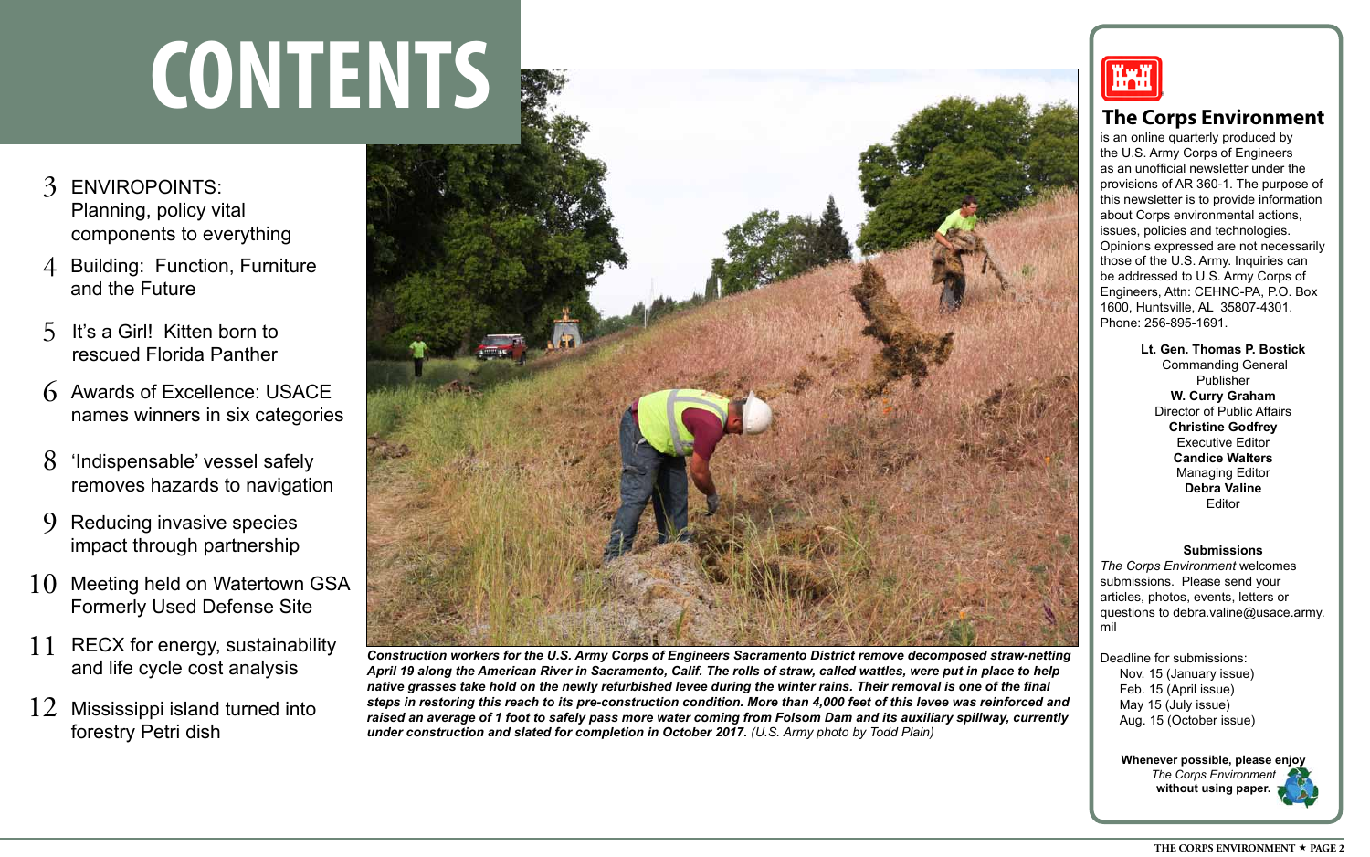# CONTENTS

3 ENVIROPOINTS: Planning, policy vital components to everything

4 Building: Function, Furniture and the Future

5 It's a Girl! Kitten born to rescued Florida Panther

6 Awards of Excellence: USACE names winners in six categories

8 'Indispensable' vessel safely removes hazards to navigation

9 Reducing invasive species impact through partnership

10 Meeting held on Watertown GSA Formerly Used Defense Site

11 RECX for energy, sustainability and life cycle cost analysis

12 Mississippi island turned into forestry Petri dish

***Construction workers for the U.S. Army Corps of Engineers Sacramento District remove decomposed straw-netting April 19 along the American River in Sacramento, Calif. The rolls of straw, called wattles, were put in place to help native grasses take hold on the newly refurbished levee during the winter rains. Their removal is one of the final steps in restoring this reach to its pre-construction condition. More than 4,000 feet of this levee was reinforced and raised an average of 1 foot to safely pass more water coming from Folsom Dam and its auxiliary spillway, currently under construction and slated for completion in October 2017.*** *(U.S. Army photo by Todd Plain)*

## The Corps Environment

is an online quarterly produced by the U.S. Army Corps of Engineers as an unofficial newsletter under the provisions of AR 360-1. The purpose of this newsletter is to provide information about Corps environmental actions, issues, policies and technologies. Opinions expressed are not necessarily those of the U.S. Army. Inquiries can be addressed to U.S. Army Corps of Engineers, Attn: CEHNC-PA, P.O. Box 1600, Huntsville, AL 35807-4301. Phone: 256-895-1691.

**Lt. Gen. Thomas P. Bostick**
Commanding General
Publisher

**W. Curry Graham**
Director of Public Affairs

**Christine Godfrey**
Executive Editor

**Candice Walters**
Managing Editor

**Debra Valine**
Editor

**Submissions**

*The Corps Environment* welcomes submissions. Please send your articles, photos, events, letters or questions to debra.valine@usace.army.mil

Deadline for submissions:
- Nov. 15 (January issue)
- Feb. 15 (April issue)
- May 15 (July issue)
- Aug. 15 (October issue)

**Whenever possible, please enjoy** *The Corps Environment* **without using paper.**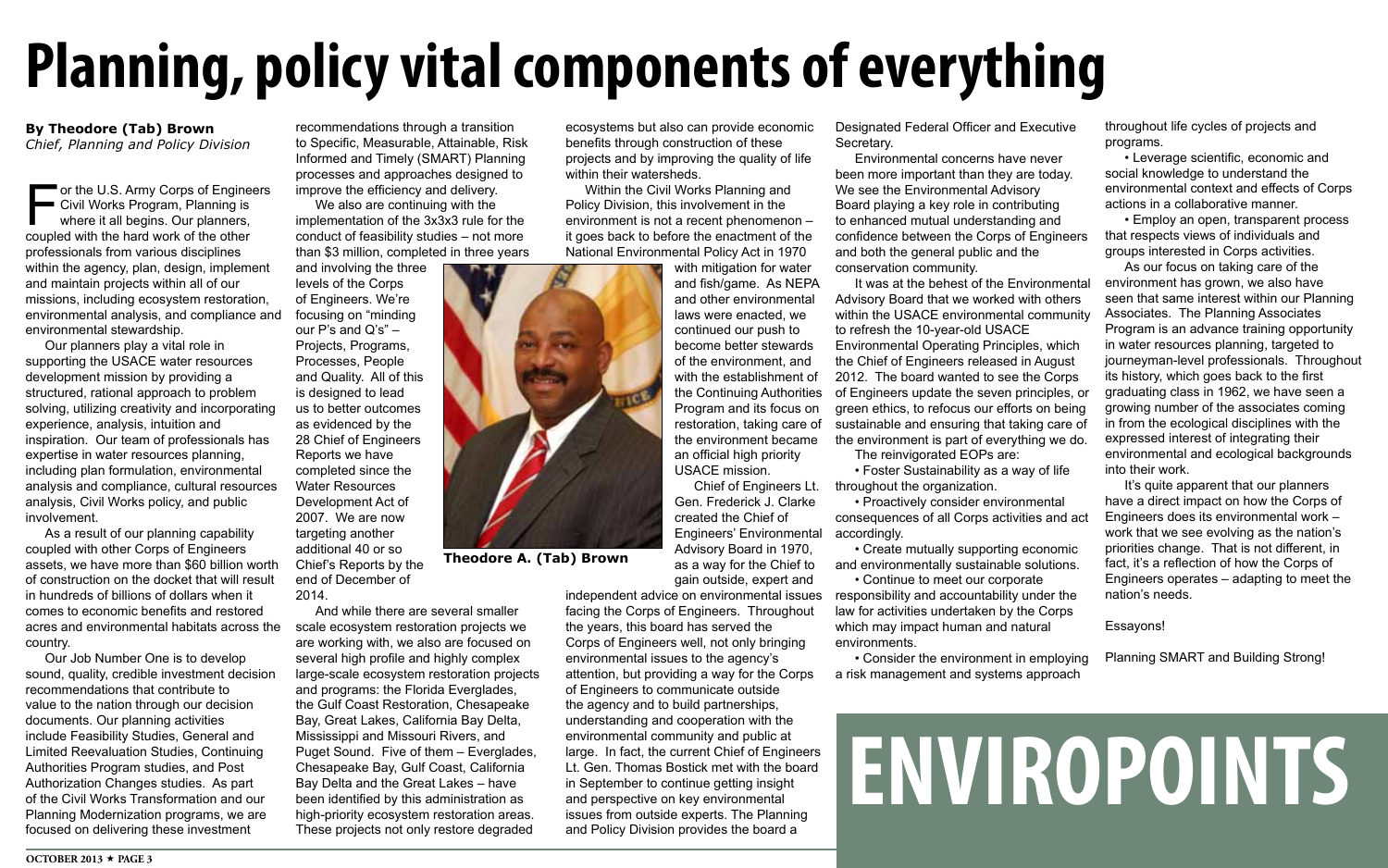# Planning, policy vital components of everything

**By Theodore (Tab) Brown**
*Chief, Planning and Policy Division*

For the U.S. Army Corps of Engineers Civil Works Program, Planning is where it all begins. Our planners, coupled with the hard work of the other professionals from various disciplines within the agency, plan, design, implement and maintain projects within all of our missions, including ecosystem restoration, environmental analysis, and compliance and environmental stewardship.

Our planners play a vital role in supporting the USACE water resources development mission by providing a structured, rational approach to problem solving, utilizing creativity and incorporating experience, analysis, intuition and inspiration. Our team of professionals has expertise in water resources planning, including plan formulation, environmental analysis and compliance, cultural resources analysis, Civil Works policy, and public involvement.

As a result of our planning capability coupled with other Corps of Engineers assets, we have more than $60 billion worth of construction on the docket that will result in hundreds of billions of dollars when it comes to economic benefits and restored acres and environmental habitats across the country.

Our Job Number One is to develop sound, quality, credible investment decision recommendations that contribute to value to the nation through our decision documents. Our planning activities include Feasibility Studies, General and Limited Reevaluation Studies, Continuing Authorities Program studies, and Post Authorization Changes studies. As part of the Civil Works Transformation and our Planning Modernization programs, we are focused on delivering these investment recommendations through a transition to Specific, Measurable, Attainable, Risk Informed and Timely (SMART) Planning processes and approaches designed to improve the efficiency and delivery.

We also are continuing with the implementation of the 3x3x3 rule for the conduct of feasibility studies – not more than $3 million, completed in three years and involving the three levels of the Corps of Engineers. We're focusing on "minding our P's and Q's" – Projects, Programs, Processes, People and Quality. All of this is designed to lead us to better outcomes as evidenced by the 28 Chief of Engineers Reports we have completed since the Water Resources Development Act of 2007. We are now targeting another additional 40 or so Chief's Reports by the end of December of 2014.

**Theodore A. (Tab) Brown**

And while there are several smaller scale ecosystem restoration projects we are working with, we also are focused on several high profile and highly complex large-scale ecosystem restoration projects and programs: the Florida Everglades, the Gulf Coast Restoration, Chesapeake Bay, Great Lakes, California Bay Delta, Mississippi and Missouri Rivers, and Puget Sound. Five of them – Everglades, Chesapeake Bay, Gulf Coast, California Bay Delta and the Great Lakes – have been identified by this administration as high-priority ecosystem restoration areas. These projects not only restore degraded ecosystems but also can provide economic benefits through construction of these projects and by improving the quality of life within their watersheds.

Within the Civil Works Planning and Policy Division, this involvement in the environment is not a recent phenomenon – it goes back to before the enactment of the National Environmental Policy Act in 1970 with mitigation for water and fish/game. As NEPA and other environmental laws were enacted, we continued our push to become better stewards of the environment, and with the establishment of the Continuing Authorities Program and its focus on restoration, taking care of the environment became an official high priority USACE mission.

Chief of Engineers Lt. Gen. Frederick J. Clarke created the Chief of Engineers' Environmental Advisory Board in 1970, as a way for the Chief to gain outside, expert and independent advice on environmental issues facing the Corps of Engineers. Throughout the years, this board has served the Corps of Engineers well, not only bringing environmental issues to the agency's attention, but providing a way for the Corps of Engineers to communicate outside the agency and to build partnerships, understanding and cooperation with the environmental community and public at large. In fact, the current Chief of Engineers Lt. Gen. Thomas Bostick met with the board in September to continue getting insight and perspective on key environmental issues from outside experts. The Planning and Policy Division provides the board a Designated Federal Officer and Executive Secretary.

Environmental concerns have never been more important than they are today. We see the Environmental Advisory Board playing a key role in contributing to enhanced mutual understanding and confidence between the Corps of Engineers and both the general public and the conservation community.

It was at the behest of the Environmental Advisory Board that we worked with others within the USACE environmental community to refresh the 10-year-old USACE Environmental Operating Principles, which the Chief of Engineers released in August 2012. The board wanted to see the Corps of Engineers update the seven principles, or green ethics, to refocus our efforts on being sustainable and ensuring that taking care of the environment is part of everything we do.

The reinvigorated EOPs are:

- Foster Sustainability as a way of life throughout the organization.
- Proactively consider environmental consequences of all Corps activities and act accordingly.
- Create mutually supporting economic and environmentally sustainable solutions.
- Continue to meet our corporate responsibility and accountability under the law for activities undertaken by the Corps which may impact human and natural environments.
- Consider the environment in employing a risk management and systems approach throughout life cycles of projects and programs.
- Leverage scientific, economic and social knowledge to understand the environmental context and effects of Corps actions in a collaborative manner.
- Employ an open, transparent process that respects views of individuals and groups interested in Corps activities.

As our focus on taking care of the environment has grown, we also have seen that same interest within our Planning Associates. The Planning Associates Program is an advance training opportunity in water resources planning, targeted to journeyman-level professionals. Throughout its history, which goes back to the first graduating class in 1962, we have seen a growing number of the associates coming in from the ecological disciplines with the expressed interest of integrating their environmental and ecological backgrounds into their work.

It's quite apparent that our planners have a direct impact on how the Corps of Engineers does its environmental work – work that we see evolving as the nation's priorities change. That is not different, in fact, it's a reflection of how the Corps of Engineers operates – adapting to meet the nation's needs.

Essayons!

Planning SMART and Building Strong!

**ENVIROPOINTS**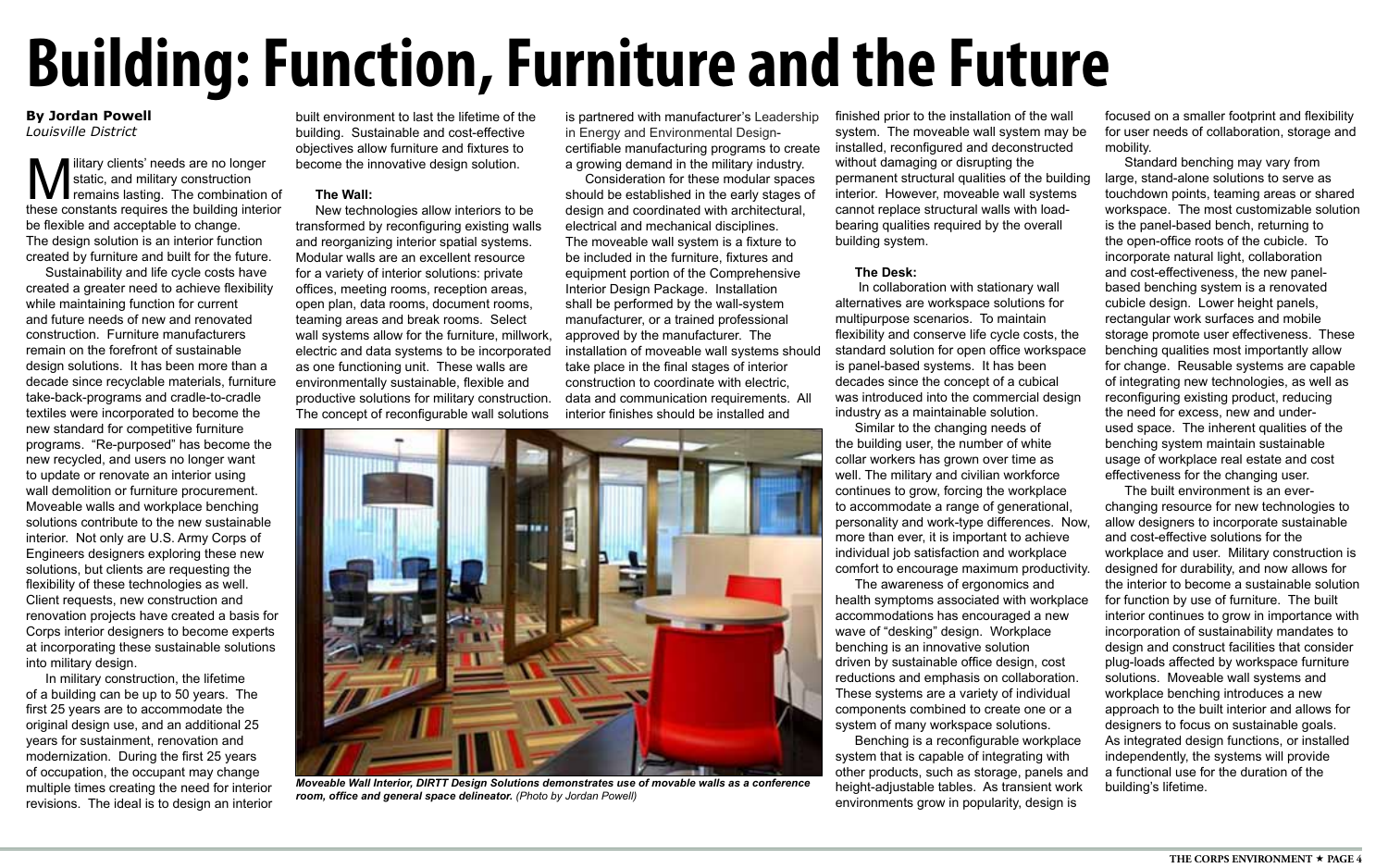# Building: Function, Furniture and the Future

**By Jordan Powell**
*Louisville District*

Military clients' needs are no longer static, and military construction remains lasting. The combination of these constants requires the building interior be flexible and acceptable to change. The design solution is an interior function created by furniture and built for the future.

Sustainability and life cycle costs have created a greater need to achieve flexibility while maintaining function for current and future needs of new and renovated construction. Furniture manufacturers remain on the forefront of sustainable design solutions. It has been more than a decade since recyclable materials, furniture take-back-programs and cradle-to-cradle textiles were incorporated to become the new standard for competitive furniture programs. "Re-purposed" has become the new recycled, and users no longer want to update or renovate an interior using wall demolition or furniture procurement. Moveable walls and workplace benching solutions contribute to the new sustainable interior. Not only are U.S. Army Corps of Engineers designers exploring these new solutions, but clients are requesting the flexibility of these technologies as well. Client requests, new construction and renovation projects have created a basis for Corps interior designers to become experts at incorporating these sustainable solutions into military design.

In military construction, the lifetime of a building can be up to 50 years. The first 25 years are to accommodate the original design use, and an additional 25 years for sustainment, renovation and modernization. During the first 25 years of occupation, the occupant may change multiple times creating the need for interior revisions. The ideal is to design an interior built environment to last the lifetime of the building. Sustainable and cost-effective objectives allow furniture and fixtures to become the innovative design solution.

**The Wall:**

New technologies allow interiors to be transformed by reconfiguring existing walls and reorganizing interior spatial systems. Modular walls are an excellent resource for a variety of interior solutions: private offices, meeting rooms, reception areas, open plan, data rooms, document rooms, teaming areas and break rooms. Select wall systems allow for the furniture, millwork, electric and data systems to be incorporated as one functioning unit. These walls are environmentally sustainable, flexible and productive solutions for military construction. The concept of reconfigurable wall solutions is partnered with manufacturer's Leadership in Energy and Environmental Design-certifiable manufacturing programs to create a growing demand in the military industry.

Consideration for these modular spaces should be established in the early stages of design and coordinated with architectural, electrical and mechanical disciplines. The moveable wall system is a fixture to be included in the furniture, fixtures and equipment portion of the Comprehensive Interior Design Package. Installation shall be performed by the wall-system manufacturer, or a trained professional approved by the manufacturer. The installation of moveable wall systems should take place in the final stages of interior construction to coordinate with electric, data and communication requirements. All interior finishes should be installed and finished prior to the installation of the wall system. The moveable wall system may be installed, reconfigured and deconstructed without damaging or disrupting the permanent structural qualities of the building interior. However, moveable wall systems cannot replace structural walls with load-bearing qualities required by the overall building system.

*Moveable Wall Interior, DIRTT Design Solutions demonstrates use of movable walls as a conference room, office and general space delineator. (Photo by Jordan Powell)*

**The Desk:**

In collaboration with stationary wall alternatives are workspace solutions for multipurpose scenarios. To maintain flexibility and conserve life cycle costs, the standard solution for open office workspace is panel-based systems. It has been decades since the concept of a cubical was introduced into the commercial design industry as a maintainable solution.

Similar to the changing needs of the building user, the number of white collar workers has grown over time as well. The military and civilian workforce continues to grow, forcing the workplace to accommodate a range of generational, personality and work-type differences. Now, more than ever, it is important to achieve individual job satisfaction and workplace comfort to encourage maximum productivity.

The awareness of ergonomics and health symptoms associated with workplace accommodations has encouraged a new wave of "desking" design. Workplace benching is an innovative solution driven by sustainable office design, cost reductions and emphasis on collaboration. These systems are a variety of individual components combined to create one or a system of many workspace solutions.

Benching is a reconfigurable workplace system that is capable of integrating with other products, such as storage, panels and height-adjustable tables. As transient work environments grow in popularity, design is focused on a smaller footprint and flexibility for user needs of collaboration, storage and mobility.

Standard benching may vary from large, stand-alone solutions to serve as touchdown points, teaming areas or shared workspace. The most customizable solution is the panel-based bench, returning to the open-office roots of the cubicle. To incorporate natural light, collaboration and cost-effectiveness, the new panel-based benching system is a renovated cubicle design. Lower height panels, rectangular work surfaces and mobile storage promote user effectiveness. These benching qualities most importantly allow for change. Reusable systems are capable of integrating new technologies, as well as reconfiguring existing product, reducing the need for excess, new and under-used space. The inherent qualities of the benching system maintain sustainable usage of workplace real estate and cost effectiveness for the changing user.

The built environment is an ever-changing resource for new technologies to allow designers to incorporate sustainable and cost-effective solutions for the workplace and user. Military construction is designed for durability, and now allows for the interior to become a sustainable solution for function by use of furniture. The built interior continues to grow in importance with incorporation of sustainability mandates to design and construct facilities that consider plug-loads affected by workspace furniture solutions. Moveable wall systems and workplace benching introduces a new approach to the built interior and allows for designers to focus on sustainable goals. As integrated design functions, or installed independently, the systems will provide a functional use for the duration of the building's lifetime.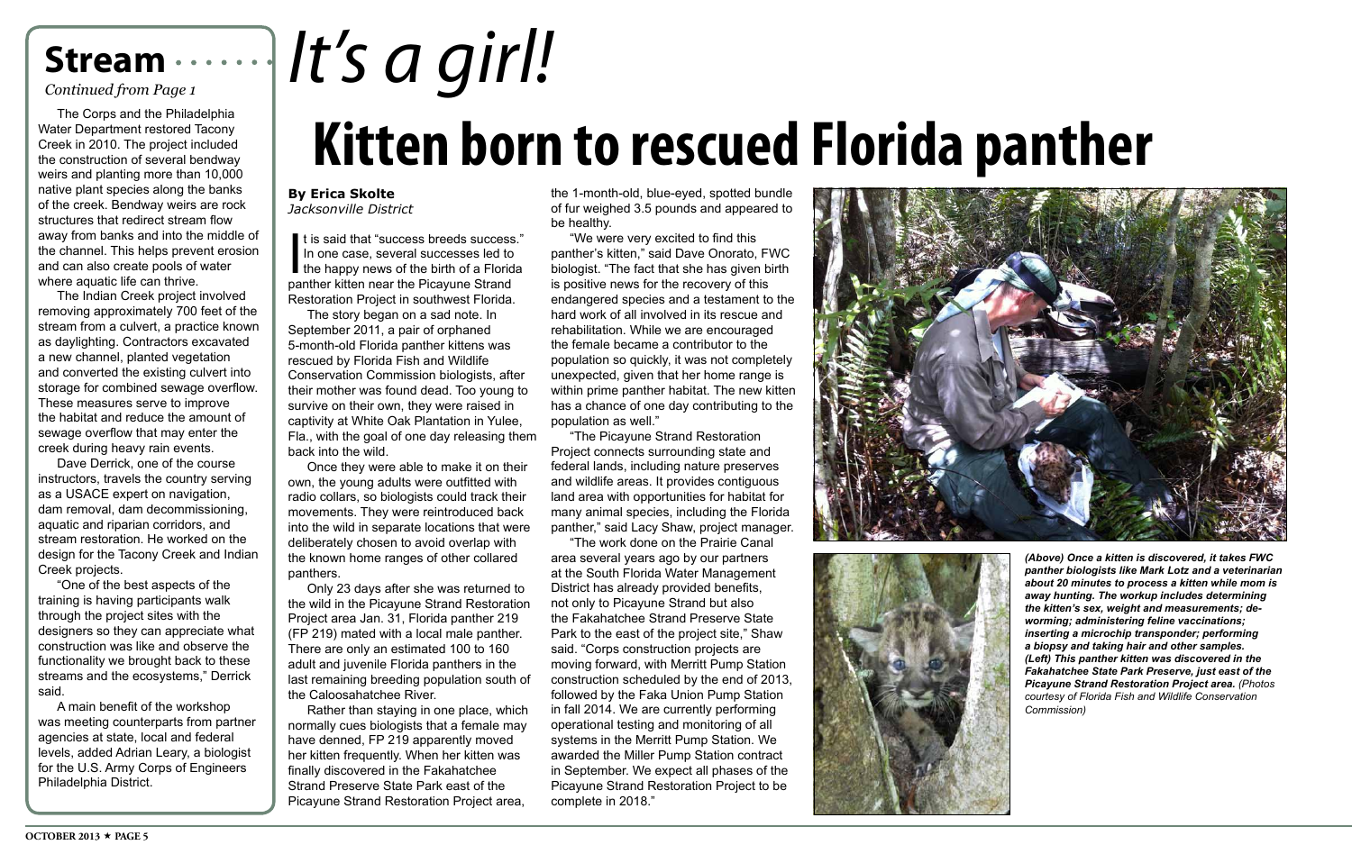## Stream

*Continued from Page 1*

The Corps and the Philadelphia Water Department restored Tacony Creek in 2010. The project included the construction of several bendway weirs and planting more than 10,000 native plant species along the banks of the creek. Bendway weirs are rock structures that redirect stream flow away from banks and into the middle of the channel. This helps prevent erosion and can also create pools of water where aquatic life can thrive.

The Indian Creek project involved removing approximately 700 feet of the stream from a culvert, a practice known as daylighting. Contractors excavated a new channel, planted vegetation and converted the existing culvert into storage for combined sewage overflow. These measures serve to improve the habitat and reduce the amount of sewage overflow that may enter the creek during heavy rain events.

Dave Derrick, one of the course instructors, travels the country serving as a USACE expert on navigation, dam removal, dam decommissioning, aquatic and riparian corridors, and stream restoration. He worked on the design for the Tacony Creek and Indian Creek projects.

"One of the best aspects of the training is having participants walk through the project sites with the designers so they can appreciate what construction was like and observe the functionality we brought back to these streams and the ecosystems," Derrick said.

A main benefit of the workshop was meeting counterparts from partner agencies at state, local and federal levels, added Adrian Leary, a biologist for the U.S. Army Corps of Engineers Philadelphia District.

*It's a girl!*

# Kitten born to rescued Florida panther

**By Erica Skolte**
*Jacksonville District*

It is said that "success breeds success." In one case, several successes led to the happy news of the birth of a Florida panther kitten near the Picayune Strand Restoration Project in southwest Florida.

The story began on a sad note. In September 2011, a pair of orphaned 5-month-old Florida panther kittens was rescued by Florida Fish and Wildlife Conservation Commission biologists, after their mother was found dead. Too young to survive on their own, they were raised in captivity at White Oak Plantation in Yulee, Fla., with the goal of one day releasing them back into the wild.

Once they were able to make it on their own, the young adults were outfitted with radio collars, so biologists could track their movements. They were reintroduced back into the wild in separate locations that were deliberately chosen to avoid overlap with the known home ranges of other collared panthers.

Only 23 days after she was returned to the wild in the Picayune Strand Restoration Project area Jan. 31, Florida panther 219 (FP 219) mated with a local male panther. There are only an estimated 100 to 160 adult and juvenile Florida panthers in the last remaining breeding population south of the Caloosahatchee River.

Rather than staying in one place, which normally cues biologists that a female may have denned, FP 219 apparently moved her kitten frequently. When her kitten was finally discovered in the Fakahatchee Strand Preserve State Park east of the Picayune Strand Restoration Project area, the 1-month-old, blue-eyed, spotted bundle of fur weighed 3.5 pounds and appeared to be healthy.

"We were very excited to find this panther's kitten," said Dave Onorato, FWC biologist. "The fact that she has given birth is positive news for the recovery of this endangered species and a testament to the hard work of all involved in its rescue and rehabilitation. While we are encouraged the female became a contributor to the population so quickly, it was not completely unexpected, given that her home range is within prime panther habitat. The new kitten has a chance of one day contributing to the population as well."

"The Picayune Strand Restoration Project connects surrounding state and federal lands, including nature preserves and wildlife areas. It provides contiguous land area with opportunities for habitat for many animal species, including the Florida panther," said Lacy Shaw, project manager.

"The work done on the Prairie Canal area several years ago by our partners at the South Florida Water Management District has already provided benefits, not only to Picayune Strand but also the Fakahatchee Strand Preserve State Park to the east of the project site," Shaw said. "Corps construction projects are moving forward, with Merritt Pump Station construction scheduled by the end of 2013, followed by the Faka Union Pump Station in fall 2014. We are currently performing operational testing and monitoring of all systems in the Merritt Pump Station. We awarded the Miller Pump Station contract in September. We expect all phases of the Picayune Strand Restoration Project to be complete in 2018."

***(Above) Once a kitten is discovered, it takes FWC panther biologists like Mark Lotz and a veterinarian about 20 minutes to process a kitten while mom is away hunting. The workup includes determining the kitten's sex, weight and measurements; de-worming; administering feline vaccinations; inserting a microchip transponder; performing a biopsy and taking hair and other samples. (Left) This panther kitten was discovered in the Fakahatchee State Park Preserve, just east of the Picayune Strand Restoration Project area.*** *(Photos courtesy of Florida Fish and Wildlife Conservation Commission)*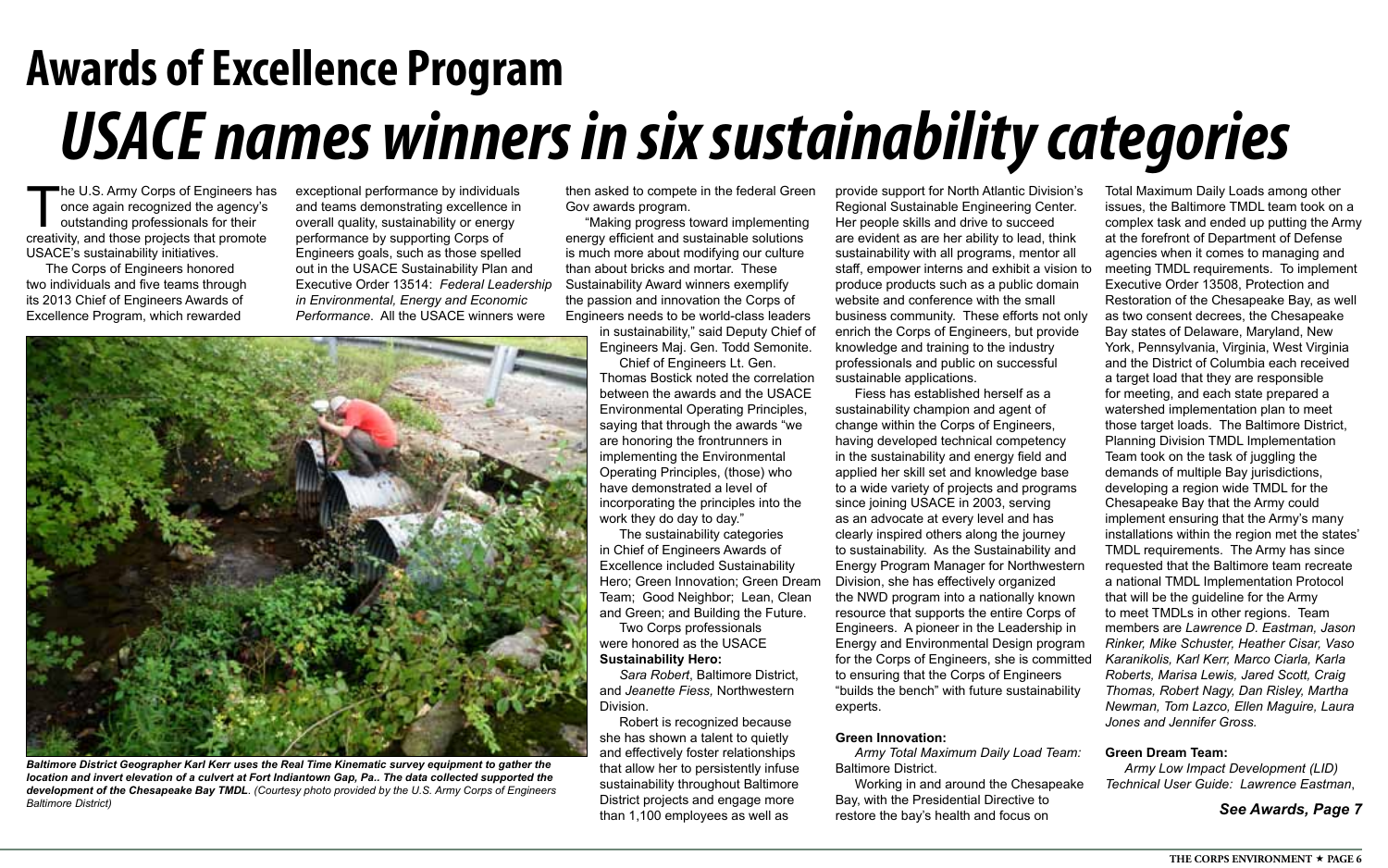# Awards of Excellence Program

# *USACE names winners in six sustainability categories*

The U.S. Army Corps of Engineers has once again recognized the agency's outstanding professionals for their creativity, and those projects that promote USACE's sustainability initiatives.

The Corps of Engineers honored two individuals and five teams through its 2013 Chief of Engineers Awards of Excellence Program, which rewarded exceptional performance by individuals and teams demonstrating excellence in overall quality, sustainability or energy performance by supporting Corps of Engineers goals, such as those spelled out in the USACE Sustainability Plan and Executive Order 13514: *Federal Leadership in Environmental, Energy and Economic Performance*. All the USACE winners were then asked to compete in the federal Green Gov awards program.

"Making progress toward implementing energy efficient and sustainable solutions is much more about modifying our culture than about bricks and mortar. These Sustainability Award winners exemplify the passion and innovation the Corps of Engineers needs to be world-class leaders in sustainability," said Deputy Chief of Engineers Maj. Gen. Todd Semonite.

*Baltimore District Geographer Karl Kerr uses the Real Time Kinematic survey equipment to gather the location and invert elevation of a culvert at Fort Indiantown Gap, Pa.. The data collected supported the development of the Chesapeake Bay TMDL. (Courtesy photo provided by the U.S. Army Corps of Engineers Baltimore District)*

Chief of Engineers Lt. Gen. Thomas Bostick noted the correlation between the awards and the USACE Environmental Operating Principles, saying that through the awards "we are honoring the frontrunners in implementing the Environmental Operating Principles, (those) who have demonstrated a level of incorporating the principles into the work they do day to day."

The sustainability categories in Chief of Engineers Awards of Excellence included Sustainability Hero; Green Innovation; Green Dream Team; Good Neighbor; Lean, Clean and Green; and Building the Future.

Two Corps professionals were honored as the USACE **Sustainability Hero:**

*Sara Robert*, Baltimore District, and *Jeanette Fiess,* Northwestern Division.

Robert is recognized because she has shown a talent to quietly and effectively foster relationships that allow her to persistently infuse sustainability throughout Baltimore District projects and engage more than 1,100 employees as well as provide support for North Atlantic Division's Regional Sustainable Engineering Center. Her people skills and drive to succeed are evident as are her ability to lead, think sustainability with all programs, mentor all staff, empower interns and exhibit a vision to produce products such as a public domain website and conference with the small business community. These efforts not only enrich the Corps of Engineers, but provide knowledge and training to the industry professionals and public on successful sustainable applications.

Fiess has established herself as a sustainability champion and agent of change within the Corps of Engineers, having developed technical competency in the sustainability and energy field and applied her skill set and knowledge base to a wide variety of projects and programs since joining USACE in 2003, serving as an advocate at every level and has clearly inspired others along the journey to sustainability. As the Sustainability and Energy Program Manager for Northwestern Division, she has effectively organized the NWD program into a nationally known resource that supports the entire Corps of Engineers. A pioneer in the Leadership in Energy and Environmental Design program for the Corps of Engineers, she is committed to ensuring that the Corps of Engineers "builds the bench" with future sustainability experts.

**Green Innovation:**

*Army Total Maximum Daily Load Team:* Baltimore District.

Working in and around the Chesapeake Bay, with the Presidential Directive to restore the bay's health and focus on Total Maximum Daily Loads among other issues, the Baltimore TMDL team took on a complex task and ended up putting the Army at the forefront of Department of Defense agencies when it comes to managing and meeting TMDL requirements. To implement Executive Order 13508, Protection and Restoration of the Chesapeake Bay, as well as two consent decrees, the Chesapeake Bay states of Delaware, Maryland, New York, Pennsylvania, Virginia, West Virginia and the District of Columbia each received a target load that they are responsible for meeting, and each state prepared a watershed implementation plan to meet those target loads. The Baltimore District, Planning Division TMDL Implementation Team took on the task of juggling the demands of multiple Bay jurisdictions, developing a region wide TMDL for the Chesapeake Bay that the Army could implement ensuring that the Army's many installations within the region met the states' TMDL requirements. The Army has since requested that the Baltimore team recreate a national TMDL Implementation Protocol that will be the guideline for the Army to meet TMDLs in other regions. Team members are *Lawrence D. Eastman, Jason Rinker, Mike Schuster, Heather Cisar, Vaso Karanikolis, Karl Kerr, Marco Ciarla, Karla Roberts, Marisa Lewis, Jared Scott, Craig Thomas, Robert Nagy, Dan Risley, Martha Newman, Tom Lazco, Ellen Maguire, Laura Jones and Jennifer Gross.*

**Green Dream Team:**

*Army Low Impact Development (LID) Technical User Guide: Lawrence Eastman*,

***See Awards, Page 7***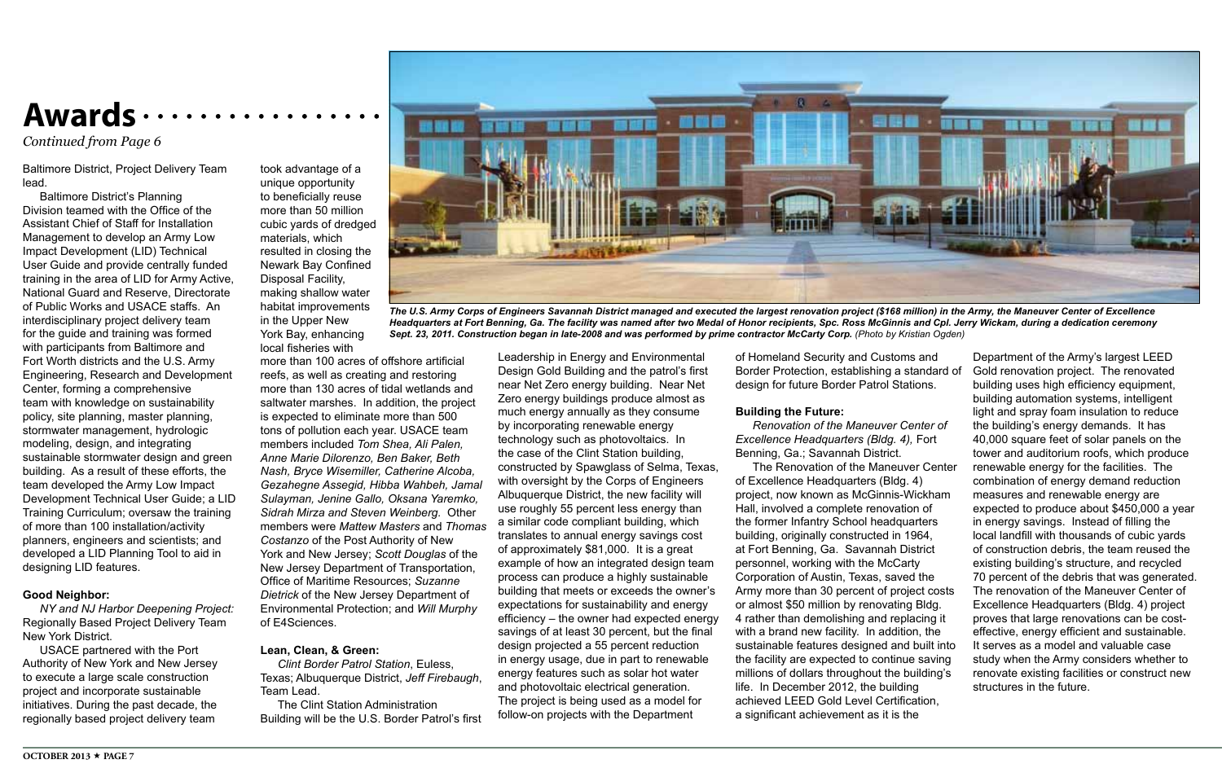# Awards

*Continued from Page 6*

Baltimore District, Project Delivery Team lead.

Baltimore District's Planning Division teamed with the Office of the Assistant Chief of Staff for Installation Management to develop an Army Low Impact Development (LID) Technical User Guide and provide centrally funded training in the area of LID for Army Active, National Guard and Reserve, Directorate of Public Works and USACE staffs. An interdisciplinary project delivery team for the guide and training was formed with participants from Baltimore and Fort Worth districts and the U.S. Army Engineering, Research and Development Center, forming a comprehensive team with knowledge on sustainability policy, site planning, master planning, stormwater management, hydrologic modeling, design, and integrating sustainable stormwater design and green building. As a result of these efforts, the team developed the Army Low Impact Development Technical User Guide; a LID Training Curriculum; oversaw the training of more than 100 installation/activity planners, engineers and scientists; and developed a LID Planning Tool to aid in designing LID features.

**Good Neighbor:**

*NY and NJ Harbor Deepening Project:* Regionally Based Project Delivery Team New York District.

USACE partnered with the Port Authority of New York and New Jersey to execute a large scale construction project and incorporate sustainable initiatives. During the past decade, the regionally based project delivery team took advantage of a unique opportunity to beneficially reuse more than 50 million cubic yards of dredged materials, which resulted in closing the Newark Bay Confined Disposal Facility, making shallow water habitat improvements in the Upper New York Bay, enhancing local fisheries with more than 100 acres of offshore artificial reefs, as well as creating and restoring more than 130 acres of tidal wetlands and saltwater marshes. In addition, the project is expected to eliminate more than 500 tons of pollution each year. USACE team members included *Tom Shea, Ali Palen, Anne Marie Dilorenzo, Ben Baker, Beth Nash, Bryce Wisemiller, Catherine Alcoba, Gezahegne Assegid, Hibba Wahbeh, Jamal Sulayman, Jenine Gallo, Oksana Yaremko, Sidrah Mirza and Steven Weinberg.* Other members were *Mattew Masters* and *Thomas Costanzo* of the Post Authority of New York and New Jersey; *Scott Douglas* of the New Jersey Department of Transportation, Office of Maritime Resources; *Suzanne Dietrick* of the New Jersey Department of Environmental Protection; and *Will Murphy* of E4Sciences.

**Lean, Clean, & Green:**

*Clint Border Patrol Station*, Euless, Texas; Albuquerque District, *Jeff Firebaugh*, Team Lead.

The Clint Station Administration Building will be the U.S. Border Patrol's first Leadership in Energy and Environmental Design Gold Building and the patrol's first near Net Zero energy building. Near Net Zero energy buildings produce almost as much energy annually as they consume by incorporating renewable energy technology such as photovoltaics. In the case of the Clint Station building, constructed by Spawglass of Selma, Texas, with oversight by the Corps of Engineers Albuquerque District, the new facility will use roughly 55 percent less energy than a similar code compliant building, which translates to annual energy savings cost of approximately $81,000. It is a great example of how an integrated design team process can produce a highly sustainable building that meets or exceeds the owner's expectations for sustainability and energy efficiency – the owner had expected energy savings of at least 30 percent, but the final design projected a 55 percent reduction in energy usage, due in part to renewable energy features such as solar hot water and photovoltaic electrical generation. The project is being used as a model for follow-on projects with the Department of Homeland Security and Customs and Border Protection, establishing a standard of design for future Border Patrol Stations.

**Building the Future:**

*Renovation of the Maneuver Center of Excellence Headquarters (Bldg. 4),* Fort Benning, Ga.; Savannah District.

The Renovation of the Maneuver Center of Excellence Headquarters (Bldg. 4) project, now known as McGinnis-Wickham Hall, involved a complete renovation of the former Infantry School headquarters building, originally constructed in 1964, at Fort Benning, Ga. Savannah District personnel, working with the McCarty Corporation of Austin, Texas, saved the Army more than 30 percent of project costs or almost $50 million by renovating Bldg. 4 rather than demolishing and replacing it with a brand new facility. In addition, the sustainable features designed and built into the facility are expected to continue saving millions of dollars throughout the building's life. In December 2012, the building achieved LEED Gold Level Certification, a significant achievement as it is the Department of the Army's largest LEED Gold renovation project. The renovated building uses high efficiency equipment, building automation systems, intelligent light and spray foam insulation to reduce the building's energy demands. It has 40,000 square feet of solar panels on the tower and auditorium roofs, which produce renewable energy for the facilities. The combination of energy demand reduction measures and renewable energy are expected to produce about $450,000 a year in energy savings. Instead of filling the local landfill with thousands of cubic yards of construction debris, the team reused the existing building's structure, and recycled 70 percent of the debris that was generated. The renovation of the Maneuver Center of Excellence Headquarters (Bldg. 4) project proves that large renovations can be cost-effective, energy efficient and sustainable. It serves as a model and valuable case study when the Army considers whether to renovate existing facilities or construct new structures in the future.

***The U.S. Army Corps of Engineers Savannah District managed and executed the largest renovation project ($168 million) in the Army, the Maneuver Center of Excellence Headquarters at Fort Benning, Ga. The facility was named after two Medal of Honor recipients, Spc. Ross McGinnis and Cpl. Jerry Wickam, during a dedication ceremony Sept. 23, 2011. Construction began in late-2008 and was performed by prime contractor McCarty Corp.*** *(Photo by Kristian Ogden)*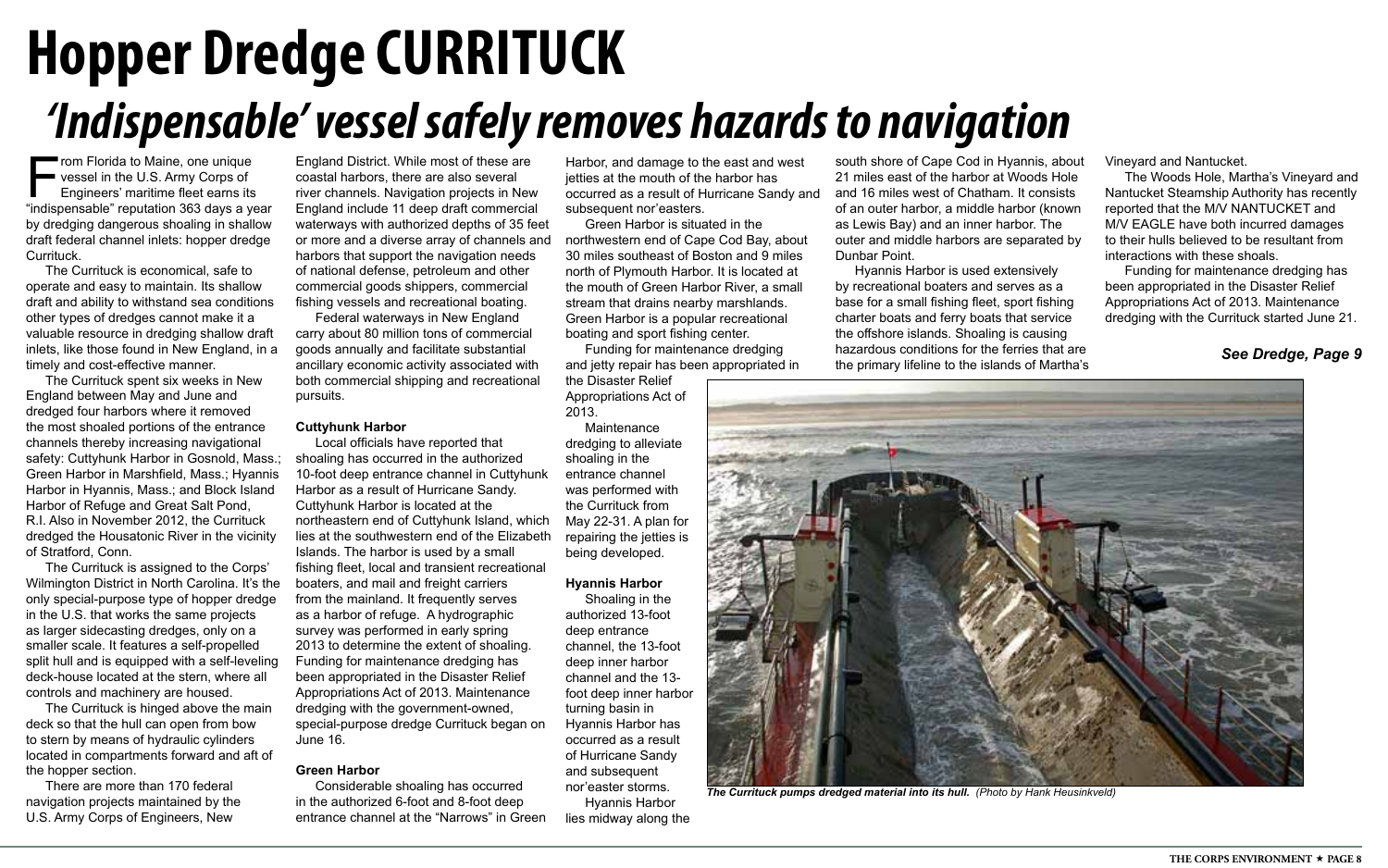# Hopper Dredge CURRITUCK

## *'Indispensable' vessel safely removes hazards to navigation*

From Florida to Maine, one unique vessel in the U.S. Army Corps of Engineers' maritime fleet earns its "indispensable" reputation 363 days a year by dredging dangerous shoaling in shallow draft federal channel inlets: hopper dredge Currituck.

The Currituck is economical, safe to operate and easy to maintain. Its shallow draft and ability to withstand sea conditions other types of dredges cannot make it a valuable resource in dredging shallow draft inlets, like those found in New England, in a timely and cost-effective manner.

The Currituck spent six weeks in New England between May and June and dredged four harbors where it removed the most shoaled portions of the entrance channels thereby increasing navigational safety: Cuttyhunk Harbor in Gosnold, Mass.; Green Harbor in Marshfield, Mass.; Hyannis Harbor in Hyannis, Mass.; and Block Island Harbor of Refuge and Great Salt Pond, R.I. Also in November 2012, the Currituck dredged the Housatonic River in the vicinity of Stratford, Conn.

The Currituck is assigned to the Corps' Wilmington District in North Carolina. It's the only special-purpose type of hopper dredge in the U.S. that works the same projects as larger sidecasting dredges, only on a smaller scale. It features a self-propelled split hull and is equipped with a self-leveling deck-house located at the stern, where all controls and machinery are housed.

The Currituck is hinged above the main deck so that the hull can open from bow to stern by means of hydraulic cylinders located in compartments forward and aft of the hopper section.

There are more than 170 federal navigation projects maintained by the U.S. Army Corps of Engineers, New England District. While most of these are coastal harbors, there are also several river channels. Navigation projects in New England include 11 deep draft commercial waterways with authorized depths of 35 feet or more and a diverse array of channels and harbors that support the navigation needs of national defense, petroleum and other commercial goods shippers, commercial fishing vessels and recreational boating.

Federal waterways in New England carry about 80 million tons of commercial goods annually and facilitate substantial ancillary economic activity associated with both commercial shipping and recreational pursuits.

**Cuttyhunk Harbor**

Local officials have reported that shoaling has occurred in the authorized 10-foot deep entrance channel in Cuttyhunk Harbor as a result of Hurricane Sandy. Cuttyhunk Harbor is located at the northeastern end of Cuttyhunk Island, which lies at the southwestern end of the Elizabeth Islands. The harbor is used by a small fishing fleet, local and transient recreational boaters, and mail and freight carriers from the mainland. It frequently serves as a harbor of refuge. A hydrographic survey was performed in early spring 2013 to determine the extent of shoaling. Funding for maintenance dredging has been appropriated in the Disaster Relief Appropriations Act of 2013. Maintenance dredging with the government-owned, special-purpose dredge Currituck began on June 16.

**Green Harbor**

Considerable shoaling has occurred in the authorized 6-foot and 8-foot deep entrance channel at the "Narrows" in Green Harbor, and damage to the east and west jetties at the mouth of the harbor has occurred as a result of Hurricane Sandy and subsequent nor'easters.

Green Harbor is situated in the northwestern end of Cape Cod Bay, about 30 miles southeast of Boston and 9 miles north of Plymouth Harbor. It is located at the mouth of Green Harbor River, a small stream that drains nearby marshlands. Green Harbor is a popular recreational boating and sport fishing center.

Funding for maintenance dredging and jetty repair has been appropriated in the Disaster Relief Appropriations Act of 2013.

Maintenance dredging to alleviate shoaling in the entrance channel was performed with the Currituck from May 22-31. A plan for repairing the jetties is being developed.

**Hyannis Harbor**

Shoaling in the authorized 13-foot deep entrance channel, the 13-foot deep inner harbor channel and the 13-foot deep inner harbor turning basin in Hyannis Harbor has occurred as a result of Hurricane Sandy and subsequent nor'easter storms.

Hyannis Harbor lies midway along the south shore of Cape Cod in Hyannis, about 21 miles east of the harbor at Woods Hole and 16 miles west of Chatham. It consists of an outer harbor, a middle harbor (known as Lewis Bay) and an inner harbor. The outer and middle harbors are separated by Dunbar Point.

Hyannis Harbor is used extensively by recreational boaters and serves as a base for a small fishing fleet, sport fishing charter boats and ferry boats that service the offshore islands. Shoaling is causing hazardous conditions for the ferries that are the primary lifeline to the islands of Martha's Vineyard and Nantucket.

The Woods Hole, Martha's Vineyard and Nantucket Steamship Authority has recently reported that the M/V NANTUCKET and M/V EAGLE have both incurred damages to their hulls believed to be resultant from interactions with these shoals.

Funding for maintenance dredging has been appropriated in the Disaster Relief Appropriations Act of 2013. Maintenance dredging with the Currituck started June 21.

***See Dredge, Page 9***

***The Currituck pumps dredged material into its hull.*** *(Photo by Hank Heusinkveld)*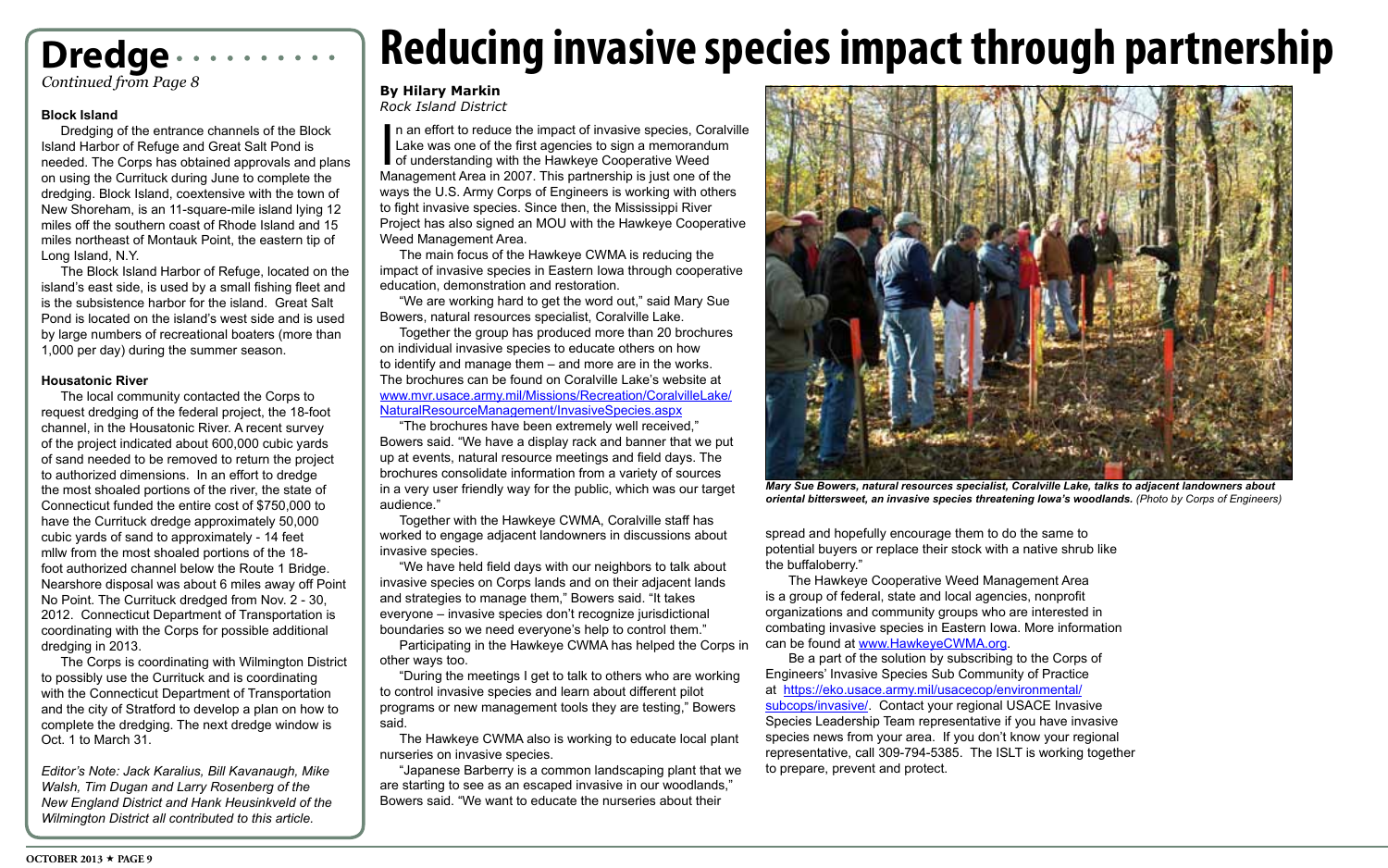## Dredge

*Continued from Page 8*

### Block Island

Dredging of the entrance channels of the Block Island Harbor of Refuge and Great Salt Pond is needed. The Corps has obtained approvals and plans on using the Currituck during June to complete the dredging. Block Island, coextensive with the town of New Shoreham, is an 11-square-mile island lying 12 miles off the southern coast of Rhode Island and 15 miles northeast of Montauk Point, the eastern tip of Long Island, N.Y.

The Block Island Harbor of Refuge, located on the island's east side, is used by a small fishing fleet and is the subsistence harbor for the island. Great Salt Pond is located on the island's west side and is used by large numbers of recreational boaters (more than 1,000 per day) during the summer season.

### Housatonic River

The local community contacted the Corps to request dredging of the federal project, the 18-foot channel, in the Housatonic River. A recent survey of the project indicated about 600,000 cubic yards of sand needed to be removed to return the project to authorized dimensions. In an effort to dredge the most shoaled portions of the river, the state of Connecticut funded the entire cost of $750,000 to have the Currituck dredge approximately 50,000 cubic yards of sand to approximately - 14 feet mllw from the most shoaled portions of the 18-foot authorized channel below the Route 1 Bridge. Nearshore disposal was about 6 miles away off Point No Point. The Currituck dredged from Nov. 2 - 30, 2012. Connecticut Department of Transportation is coordinating with the Corps for possible additional dredging in 2013.

The Corps is coordinating with Wilmington District to possibly use the Currituck and is coordinating with the Connecticut Department of Transportation and the city of Stratford to develop a plan on how to complete the dredging. The next dredge window is Oct. 1 to March 31.

*Editor's Note: Jack Karalius, Bill Kavanaugh, Mike Walsh, Tim Dugan and Larry Rosenberg of the New England District and Hank Heusinkveld of the Wilmington District all contributed to this article.*

# Reducing invasive species impact through partnership

**By Hilary Markin**
*Rock Island District*

In an effort to reduce the impact of invasive species, Coralville Lake was one of the first agencies to sign a memorandum of understanding with the Hawkeye Cooperative Weed Management Area in 2007. This partnership is just one of the ways the U.S. Army Corps of Engineers is working with others to fight invasive species. Since then, the Mississippi River Project has also signed an MOU with the Hawkeye Cooperative Weed Management Area.

The main focus of the Hawkeye CWMA is reducing the impact of invasive species in Eastern Iowa through cooperative education, demonstration and restoration.

"We are working hard to get the word out," said Mary Sue Bowers, natural resources specialist, Coralville Lake.

Together the group has produced more than 20 brochures on individual invasive species to educate others on how to identify and manage them – and more are in the works. The brochures can be found on Coralville Lake's website at www.mvr.usace.army.mil/Missions/Recreation/CoralvilleLake/NaturalResourceManagement/InvasiveSpecies.aspx

"The brochures have been extremely well received," Bowers said. "We have a display rack and banner that we put up at events, natural resource meetings and field days. The brochures consolidate information from a variety of sources in a very user friendly way for the public, which was our target audience."

Together with the Hawkeye CWMA, Coralville staff has worked to engage adjacent landowners in discussions about invasive species.

"We have held field days with our neighbors to talk about invasive species on Corps lands and on their adjacent lands and strategies to manage them," Bowers said. "It takes everyone – invasive species don't recognize jurisdictional boundaries so we need everyone's help to control them."

Participating in the Hawkeye CWMA has helped the Corps in other ways too.

"During the meetings I get to talk to others who are working to control invasive species and learn about different pilot programs or new management tools they are testing," Bowers said.

The Hawkeye CWMA also is working to educate local plant nurseries on invasive species.

"Japanese Barberry is a common landscaping plant that we are starting to see as an escaped invasive in our woodlands," Bowers said. "We want to educate the nurseries about their spread and hopefully encourage them to do the same to potential buyers or replace their stock with a native shrub like the buffaloberry."

***Mary Sue Bowers, natural resources specialist, Coralville Lake, talks to adjacent landowners about oriental bittersweet, an invasive species threatening Iowa's woodlands.*** *(Photo by Corps of Engineers)*

The Hawkeye Cooperative Weed Management Area is a group of federal, state and local agencies, nonprofit organizations and community groups who are interested in combating invasive species in Eastern Iowa. More information can be found at www.HawkeyeCWMA.org.

Be a part of the solution by subscribing to the Corps of Engineers' Invasive Species Sub Community of Practice at https://eko.usace.army.mil/usacecop/environmental/subcops/invasive/. Contact your regional USACE Invasive Species Leadership Team representative if you have invasive species news from your area. If you don't know your regional representative, call 309-794-5385. The ISLT is working together to prepare, prevent and protect.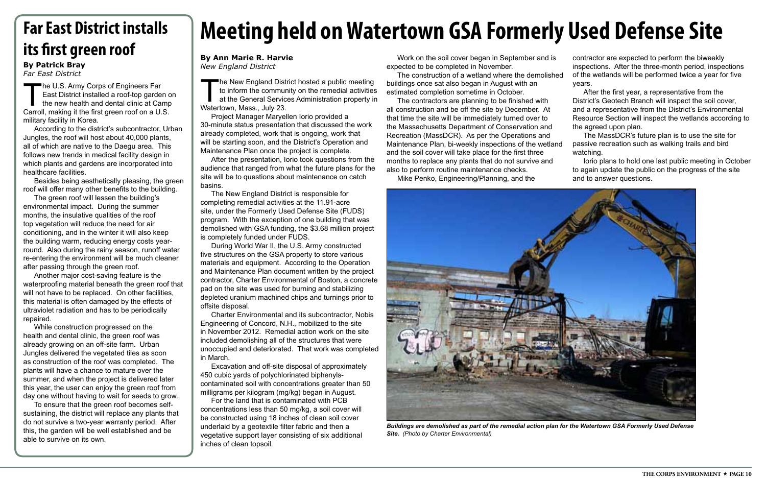# Far East District installs its first green roof

**By Patrick Bray**
*Far East District*

The U.S. Army Corps of Engineers Far East District installed a roof-top garden on the new health and dental clinic at Camp Carroll, making it the first green roof on a U.S. military facility in Korea.

According to the district's subcontractor, Urban Jungles, the roof will host about 40,000 plants, all of which are native to the Daegu area. This follows new trends in medical facility design in which plants and gardens are incorporated into healthcare facilities.

Besides being aesthetically pleasing, the green roof will offer many other benefits to the building.

The green roof will lessen the building's environmental impact. During the summer months, the insulative qualities of the roof top vegetation will reduce the need for air conditioning, and in the winter it will also keep the building warm, reducing energy costs year-round. Also during the rainy season, runoff water re-entering the environment will be much cleaner after passing through the green roof.

Another major cost-saving feature is the waterproofing material beneath the green roof that will not have to be replaced. On other facilities, this material is often damaged by the effects of ultraviolet radiation and has to be periodically repaired.

While construction progressed on the health and dental clinic, the green roof was already growing on an off-site farm. Urban Jungles delivered the vegetated tiles as soon as construction of the roof was completed. The plants will have a chance to mature over the summer, and when the project is delivered later this year, the user can enjoy the green roof from day one without having to wait for seeds to grow.

To ensure that the green roof becomes self-sustaining, the district will replace any plants that do not survive a two-year warranty period. After this, the garden will be well established and be able to survive on its own.

# Meeting held on Watertown GSA Formerly Used Defense Site

**By Ann Marie R. Harvie**
*New England District*

The New England District hosted a public meeting to inform the community on the remedial activities at the General Services Administration property in Watertown, Mass., July 23.

Project Manager Maryellen Iorio provided a 30-minute status presentation that discussed the work already completed, work that is ongoing, work that will be starting soon, and the District's Operation and Maintenance Plan once the project is complete.

After the presentation, Iorio took questions from the audience that ranged from what the future plans for the site will be to questions about maintenance on catch basins.

The New England District is responsible for completing remedial activities at the 11.91-acre site, under the Formerly Used Defense Site (FUDS) program. With the exception of one building that was demolished with GSA funding, the $3.68 million project is completely funded under FUDS.

During World War II, the U.S. Army constructed five structures on the GSA property to store various materials and equipment. According to the Operation and Maintenance Plan document written by the project contractor, Charter Environmental of Boston, a concrete pad on the site was used for burning and stabilizing depleted uranium machined chips and turnings prior to offsite disposal.

Charter Environmental and its subcontractor, Nobis Engineering of Concord, N.H., mobilized to the site in November 2012. Remedial action work on the site included demolishing all of the structures that were unoccupied and deteriorated. That work was completed in March.

Excavation and off-site disposal of approximately 450 cubic yards of polychlorinated biphenyls-contaminated soil with concentrations greater than 50 milligrams per kilogram (mg/kg) began in August.

For the land that is contaminated with PCB concentrations less than 50 mg/kg, a soil cover will be constructed using 18 inches of clean soil cover underlaid by a geotextile filter fabric and then a vegetative support layer consisting of six additional inches of clean topsoil.

Work on the soil cover began in September and is expected to be completed in November.

The construction of a wetland where the demolished buildings once sat also began in August with an estimated completion sometime in October.

The contractors are planning to be finished with all construction and be off the site by December. At that time the site will be immediately turned over to the Massachusetts Department of Conservation and Recreation (MassDCR). As per the Operations and Maintenance Plan, bi-weekly inspections of the wetland and the soil cover will take place for the first three months to replace any plants that do not survive and also to perform routine maintenance checks.

Mike Penko, Engineering/Planning, and the contractor are expected to perform the biweekly inspections. After the three-month period, inspections of the wetlands will be performed twice a year for five years.

After the first year, a representative from the District's Geotech Branch will inspect the soil cover, and a representative from the District's Environmental Resource Section will inspect the wetlands according to the agreed upon plan.

The MassDCR's future plan is to use the site for passive recreation such as walking trails and bird watching.

Iorio plans to hold one last public meeting in October to again update the public on the progress of the site and to answer questions.

***Buildings are demolished as part of the remedial action plan for the Watertown GSA Formerly Used Defense Site.*** *(Photo by Charter Environmental)*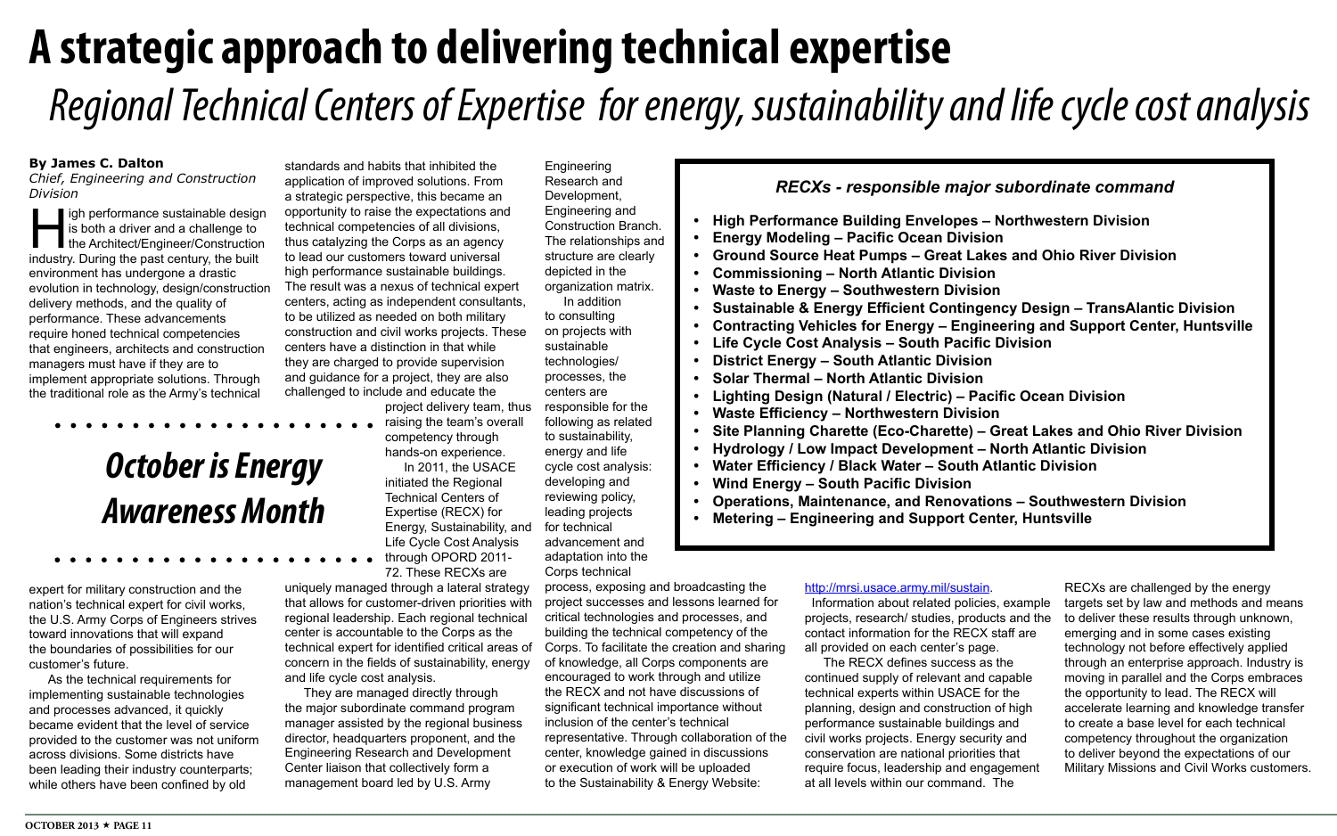# A strategic approach to delivering technical expertise

## *Regional Technical Centers of Expertise for energy, sustainability and life cycle cost analysis*

**By James C. Dalton**
*Chief, Engineering and Construction Division*

High performance sustainable design is both a driver and a challenge to the Architect/Engineer/Construction industry. During the past century, the built environment has undergone a drastic evolution in technology, design/construction delivery methods, and the quality of performance. These advancements require honed technical competencies that engineers, architects and construction managers must have if they are to implement appropriate solutions. Through the traditional role as the Army's technical expert for military construction and the nation's technical expert for civil works, the U.S. Army Corps of Engineers strives toward innovations that will expand the boundaries of possibilities for our customer's future.

As the technical requirements for implementing sustainable technologies and processes advanced, it quickly became evident that the level of service provided to the customer was not uniform across divisions. Some districts have been leading their industry counterparts; while others have been confined by old standards and habits that inhibited the application of improved solutions. From a strategic perspective, this became an opportunity to raise the expectations and technical competencies of all divisions, thus catalyzing the Corps as an agency to lead our customers toward universal high performance sustainable buildings. The result was a nexus of technical expert centers, acting as independent consultants, to be utilized as needed on both military construction and civil works projects. These centers have a distinction in that while they are charged to provide supervision and guidance for a project, they are also challenged to include and educate the project delivery team, thus raising the team's overall competency through hands-on experience.

**October is Energy Awareness Month**

In 2011, the USACE initiated the Regional Technical Centers of Expertise (RECX) for Energy, Sustainability, and Life Cycle Cost Analysis through OPORD 2011-72. These RECXs are uniquely managed through a lateral strategy that allows for customer-driven priorities with regional leadership. Each regional technical center is accountable to the Corps as the technical expert for identified critical areas of concern in the fields of sustainability, energy and life cycle cost analysis.

They are managed directly through the major subordinate command program manager assisted by the regional business director, headquarters proponent, and the Engineering Research and Development Center liaison that collectively form a management board led by U.S. Army Engineering Research and Development, Engineering and Construction Branch. The relationships and structure are clearly depicted in the organization matrix.

In addition to consulting on projects with sustainable technologies/processes, the centers are responsible for the following as related to sustainability, energy and life cycle cost analysis: developing and reviewing policy, leading projects for technical advancement and adaptation into the Corps technical process, exposing and broadcasting the project successes and lessons learned for critical technologies and processes, and building the technical competency of the Corps. To facilitate the creation and sharing of knowledge, all Corps components are encouraged to work through and utilize the RECX and not have discussions of significant technical importance without inclusion of the center's technical representative. Through collaboration of the center, knowledge gained in discussions or execution of work will be uploaded to the Sustainability & Energy Website: http://mrsi.usace.army.mil/sustain.

Information about related policies, example projects, research/ studies, products and the contact information for the RECX staff are all provided on each center's page.

The RECX defines success as the continued supply of relevant and capable technical experts within USACE for the planning, design and construction of high performance sustainable buildings and civil works projects. Energy security and conservation are national priorities that require focus, leadership and engagement at all levels within our command. The RECXs are challenged by the energy targets set by law and methods and means to deliver these results through unknown, emerging and in some cases existing technology not before effectively applied through an enterprise approach. Industry is moving in parallel and the Corps embraces the opportunity to lead. The RECX will accelerate learning and knowledge transfer to create a base level for each technical competency throughout the organization to deliver beyond the expectations of our Military Missions and Civil Works customers.

### *RECXs - responsible major subordinate command*

- **High Performance Building Envelopes – Northwestern Division**
- **Energy Modeling – Pacific Ocean Division**
- **Ground Source Heat Pumps – Great Lakes and Ohio River Division**
- **Commissioning – North Atlantic Division**
- **Waste to Energy – Southwestern Division**
- **Sustainable & Energy Efficient Contingency Design – TransAlantic Division**
- **Contracting Vehicles for Energy – Engineering and Support Center, Huntsville**
- **Life Cycle Cost Analysis – South Pacific Division**
- **District Energy – South Atlantic Division**
- **Solar Thermal – North Atlantic Division**
- **Lighting Design (Natural / Electric) – Pacific Ocean Division**
- **Waste Efficiency – Northwestern Division**
- **Site Planning Charette (Eco-Charette) – Great Lakes and Ohio River Division**
- **Hydrology / Low Impact Development – North Atlantic Division**
- **Water Efficiency / Black Water – South Atlantic Division**
- **Wind Energy – South Pacific Division**
- **Operations, Maintenance, and Renovations – Southwestern Division**
- **Metering – Engineering and Support Center, Huntsville**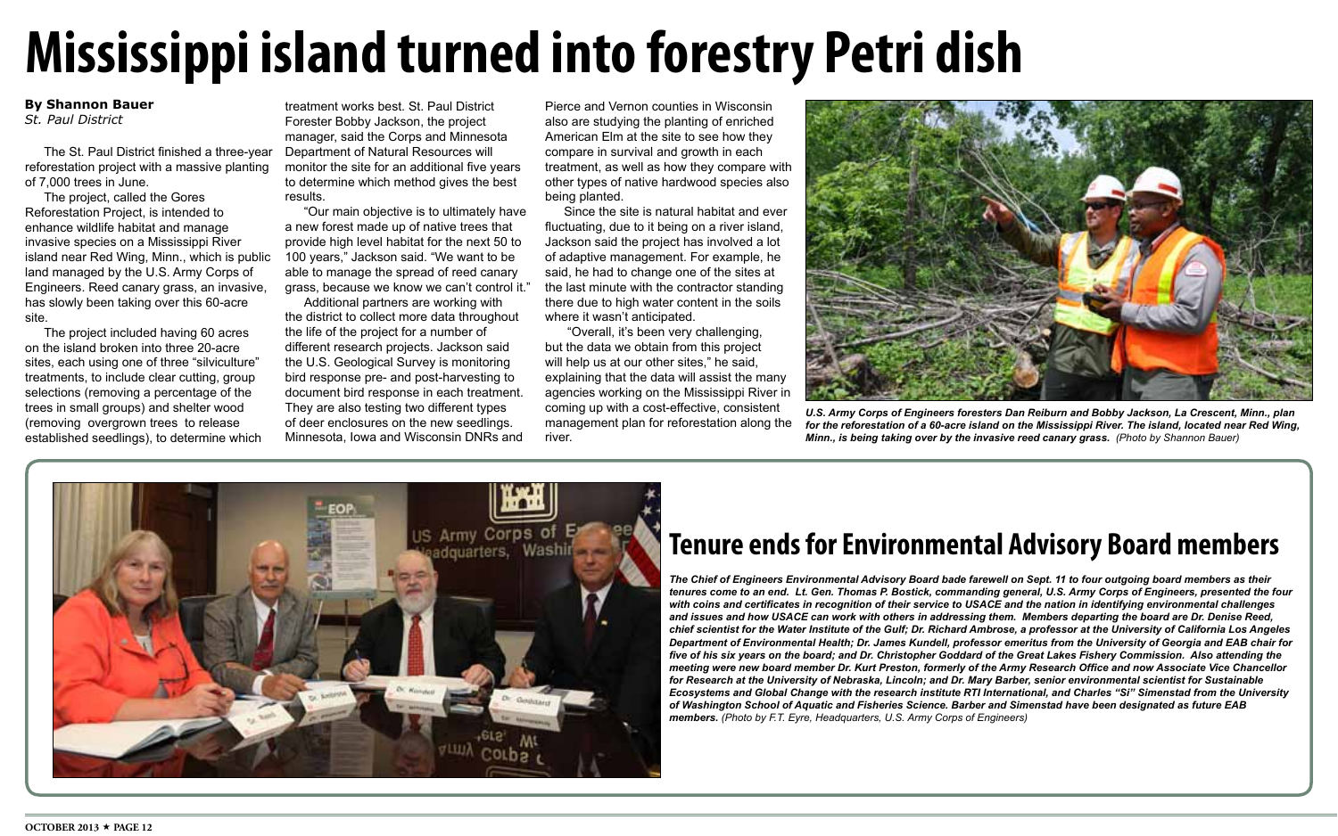# Mississippi island turned into forestry Petri dish

**By Shannon Bauer**
*St. Paul District*

The St. Paul District finished a three-year reforestation project with a massive planting of 7,000 trees in June.

The project, called the Gores Reforestation Project, is intended to enhance wildlife habitat and manage invasive species on a Mississippi River island near Red Wing, Minn., which is public land managed by the U.S. Army Corps of Engineers. Reed canary grass, an invasive, has slowly been taking over this 60-acre site.

The project included having 60 acres on the island broken into three 20-acre sites, each using one of three "silviculture" treatments, to include clear cutting, group selections (removing a percentage of the trees in small groups) and shelter wood (removing overgrown trees to release established seedlings), to determine which treatment works best. St. Paul District Forester Bobby Jackson, the project manager, said the Corps and Minnesota Department of Natural Resources will monitor the site for an additional five years to determine which method gives the best results.

"Our main objective is to ultimately have a new forest made up of native trees that provide high level habitat for the next 50 to 100 years," Jackson said. "We want to be able to manage the spread of reed canary grass, because we know we can't control it."

Additional partners are working with the district to collect more data throughout the life of the project for a number of different research projects. Jackson said the U.S. Geological Survey is monitoring bird response pre- and post-harvesting to document bird response in each treatment. They are also testing two different types of deer enclosures on the new seedlings. Minnesota, Iowa and Wisconsin DNRs and Pierce and Vernon counties in Wisconsin also are studying the planting of enriched American Elm at the site to see how they compare in survival and growth in each treatment, as well as how they compare with other types of native hardwood species also being planted.

Since the site is natural habitat and ever fluctuating, due to it being on a river island, Jackson said the project has involved a lot of adaptive management. For example, he said, he had to change one of the sites at the last minute with the contractor standing there due to high water content in the soils where it wasn't anticipated.

"Overall, it's been very challenging, but the data we obtain from this project will help us at our other sites," he said, explaining that the data will assist the many agencies working on the Mississippi River in coming up with a cost-effective, consistent management plan for reforestation along the river.

***U.S. Army Corps of Engineers foresters Dan Reiburn and Bobby Jackson, La Crescent, Minn., plan for the reforestation of a 60-acre island on the Mississippi River. The island, located near Red Wing, Minn., is being taking over by the invasive reed canary grass.*** *(Photo by Shannon Bauer)*

## Tenure ends for Environmental Advisory Board members

***The Chief of Engineers Environmental Advisory Board bade farewell on Sept. 11 to four outgoing board members as their tenures come to an end. Lt. Gen. Thomas P. Bostick, commanding general, U.S. Army Corps of Engineers, presented the four with coins and certificates in recognition of their service to USACE and the nation in identifying environmental challenges and issues and how USACE can work with others in addressing them. Members departing the board are Dr. Denise Reed, chief scientist for the Water Institute of the Gulf; Dr. Richard Ambrose, a professor at the University of California Los Angeles Department of Environmental Health; Dr. James Kundell, professor emeritus from the University of Georgia and EAB chair for five of his six years on the board; and Dr. Christopher Goddard of the Great Lakes Fishery Commission. Also attending the meeting were new board member Dr. Kurt Preston, formerly of the Army Research Office and now Associate Vice Chancellor for Research at the University of Nebraska, Lincoln; and Dr. Mary Barber, senior environmental scientist for Sustainable Ecosystems and Global Change with the research institute RTI International, and Charles "Si" Simenstad from the University of Washington School of Aquatic and Fisheries Science. Barber and Simenstad have been designated as future EAB members.*** *(Photo by F.T. Eyre, Headquarters, U.S. Army Corps of Engineers)*